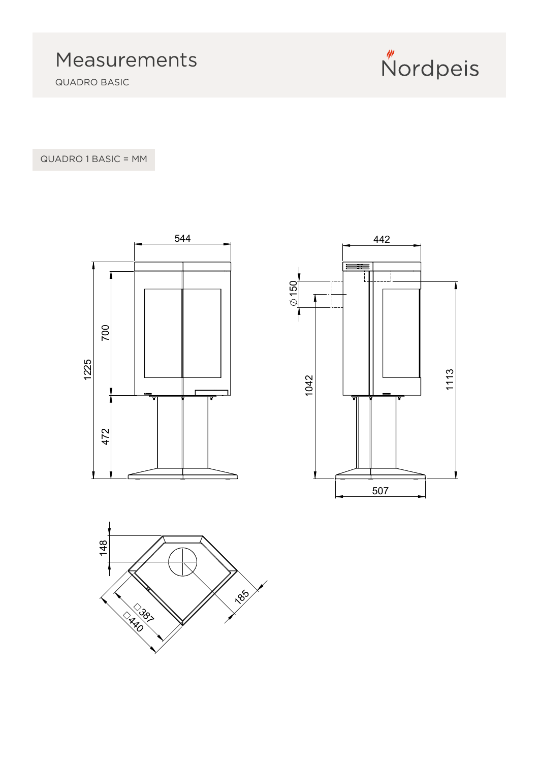# Measurements

QUADRO BASIC

Nordpeis

QUADRO 1 BASIC = MM

544

1225

700

472

442

Ø150

1042

1113

507

148

□387

□440

185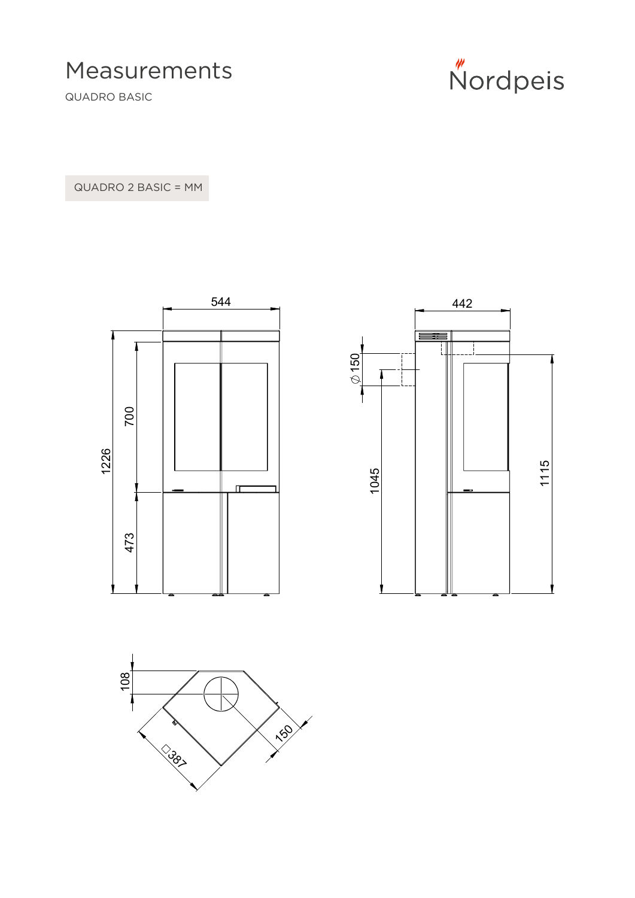# Measurements

QUADRO BASIC

QUADRO 2 BASIC = MM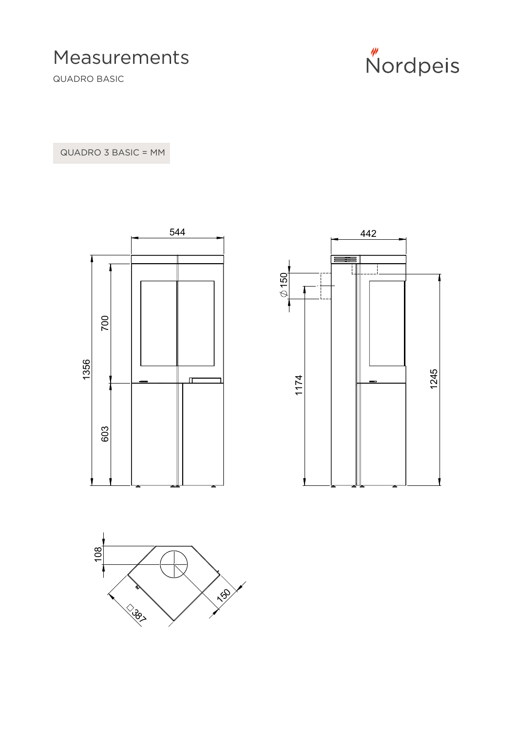# Measurements

QUADRO BASIC

Nordpeis

QUADRO 3 BASIC = MM

544

1356

700

603

442

⌀ 150

1174

1245

108

150

□387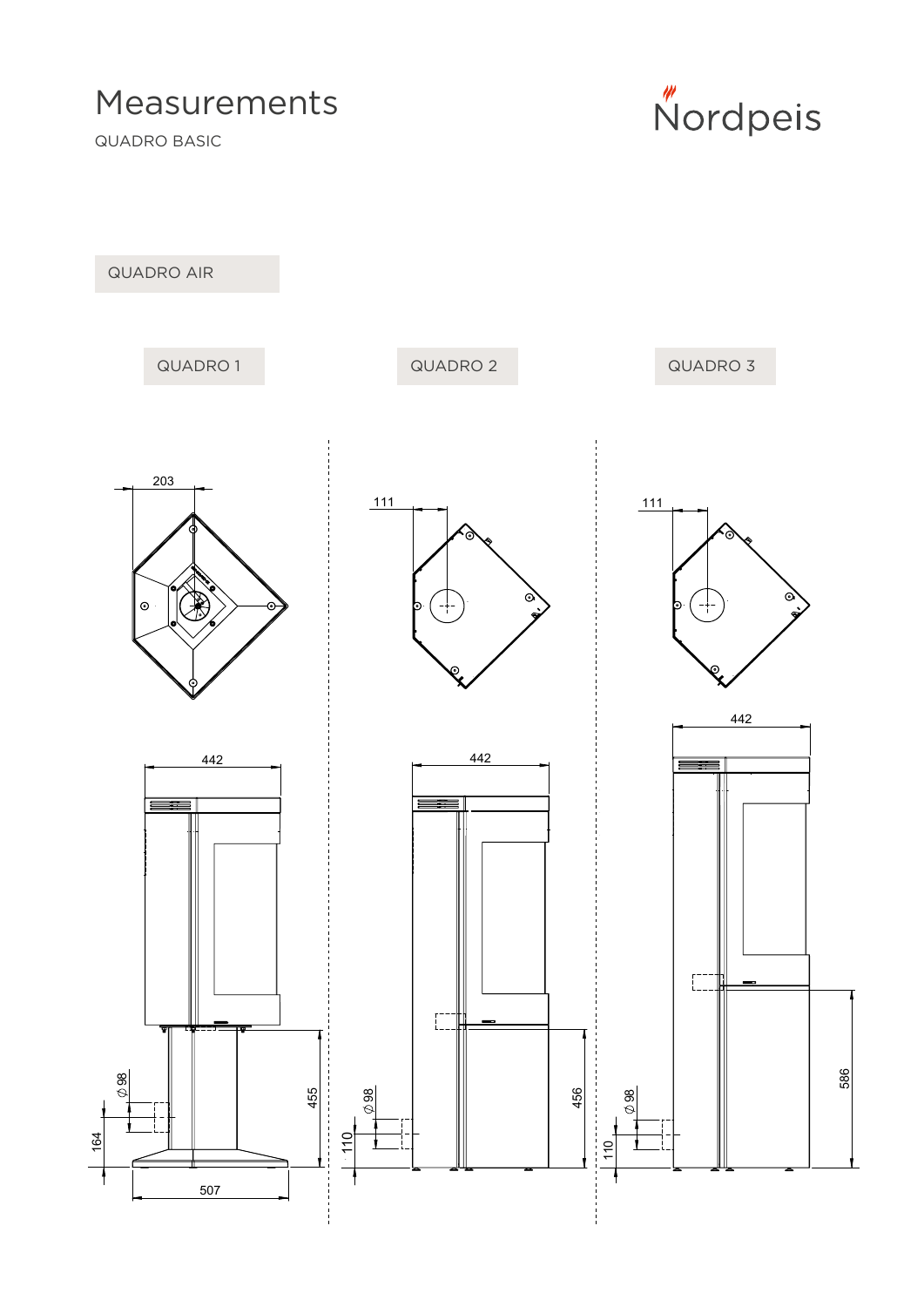# Measurements

QUADRO BASIC

QUADRO AIR

QUADRO 1

QUADRO 2

QUADRO 3

203

111

111

442

442

442

∅ 98

164

455

507

∅ 98

110

456

∅ 98

110

586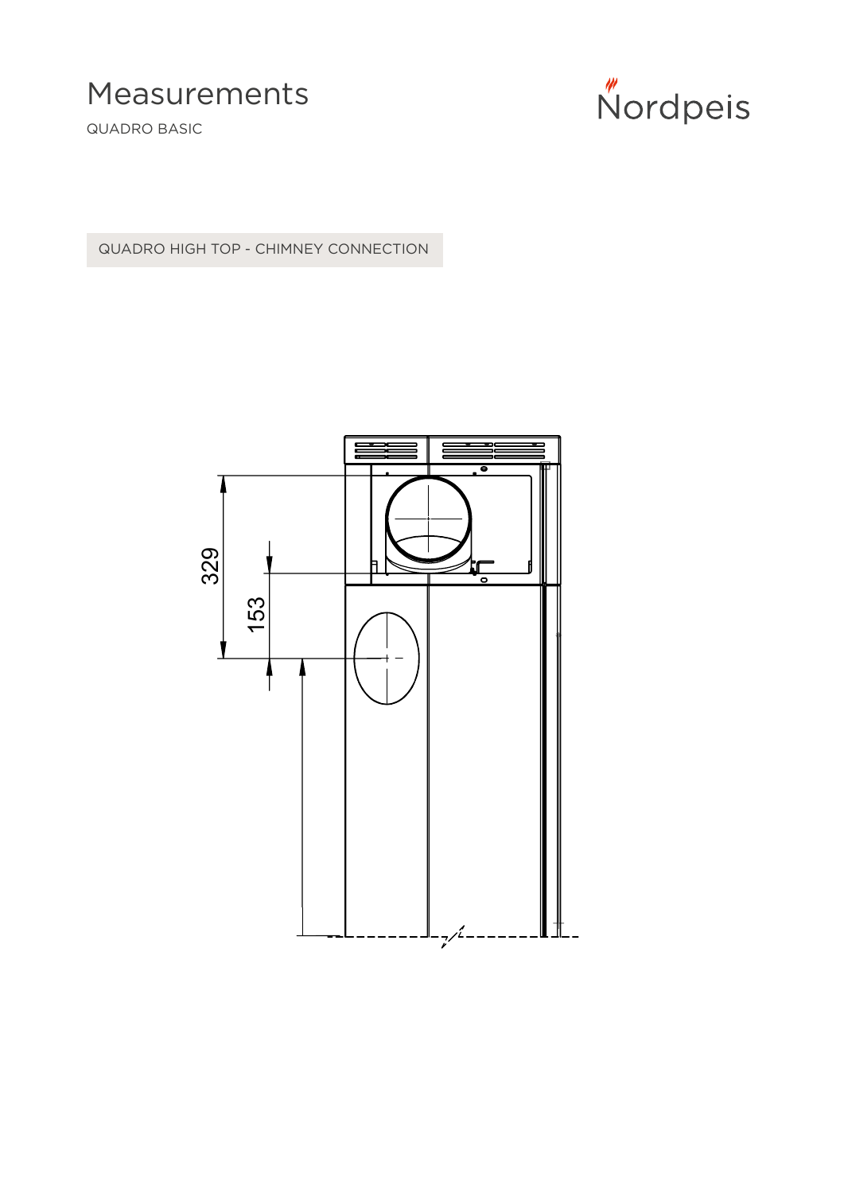# Measurements

QUADRO BASIC

QUADRO HIGH TOP - CHIMNEY CONNECTION

329

153